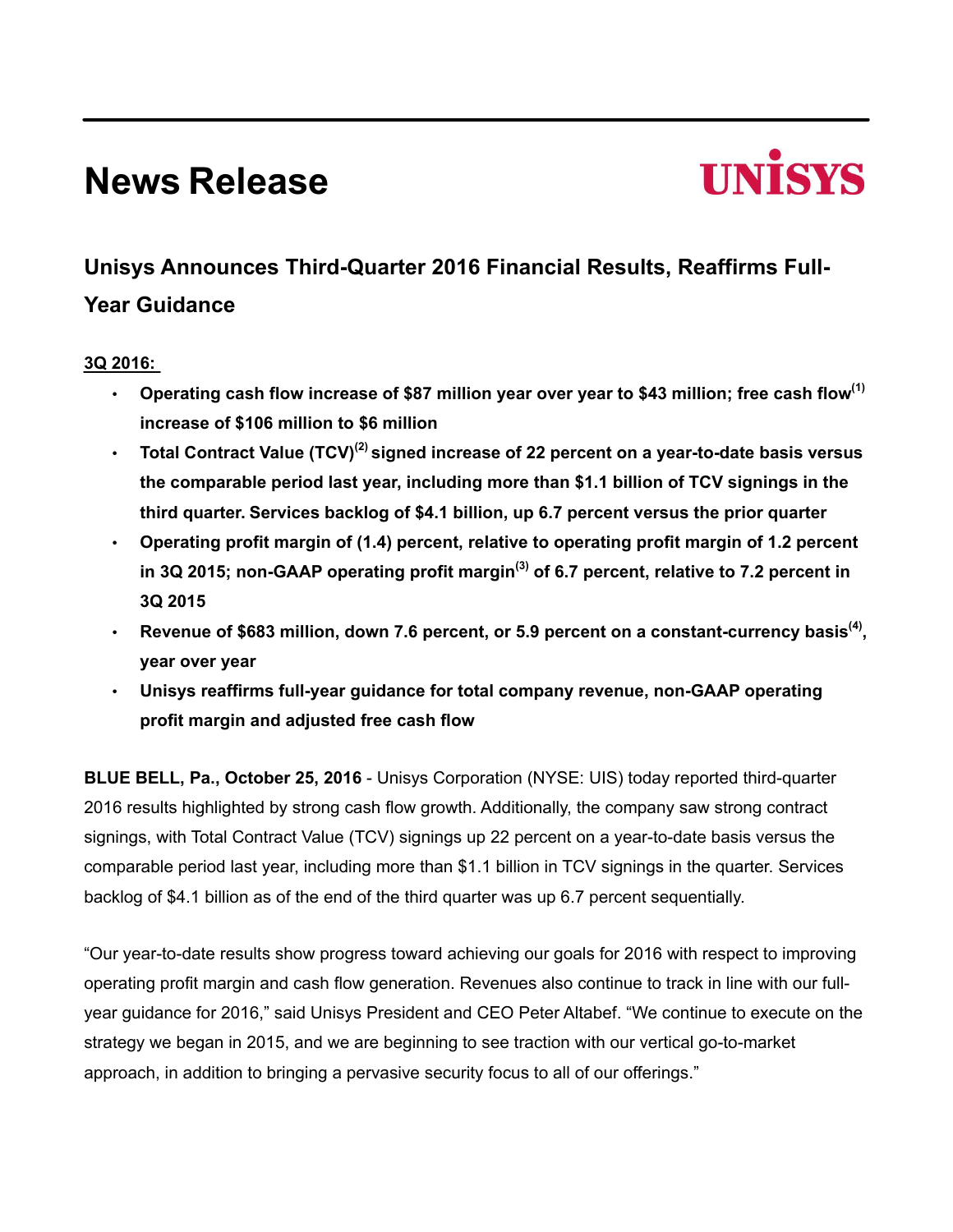# News Release

UNISYS

## Unisys Announces Third-Quarter 2016 Financial Results, Reaffirms Full-Year Guidance

**3Q 2016:**

- **Operating cash flow increase of $87 million year over year to $43 million; free cash flow[1] increase of $106 million to $6 million**
- **Total Contract Value (TCV)[2] signed increase of 22 percent on a year-to-date basis versus the comparable period last year, including more than $1.1 billion of TCV signings in the third quarter. Services backlog of $4.1 billion, up 6.7 percent versus the prior quarter**
- **Operating profit margin of (1.4) percent, relative to operating profit margin of 1.2 percent in 3Q 2015; non-GAAP operating profit margin[3] of 6.7 percent, relative to 7.2 percent in 3Q 2015**
- **Revenue of $683 million, down 7.6 percent, or 5.9 percent on a constant-currency basis[4], year over year**
- **Unisys reaffirms full-year guidance for total company revenue, non-GAAP operating profit margin and adjusted free cash flow**

**BLUE BELL, Pa., October 25, 2016** - Unisys Corporation (NYSE: UIS) today reported third-quarter 2016 results highlighted by strong cash flow growth. Additionally, the company saw strong contract signings, with Total Contract Value (TCV) signings up 22 percent on a year-to-date basis versus the comparable period last year, including more than $1.1 billion in TCV signings in the quarter. Services backlog of $4.1 billion as of the end of the third quarter was up 6.7 percent sequentially.

"Our year-to-date results show progress toward achieving our goals for 2016 with respect to improving operating profit margin and cash flow generation. Revenues also continue to track in line with our full-year guidance for 2016," said Unisys President and CEO Peter Altabef. "We continue to execute on the strategy we began in 2015, and we are beginning to see traction with our vertical go-to-market approach, in addition to bringing a pervasive security focus to all of our offerings."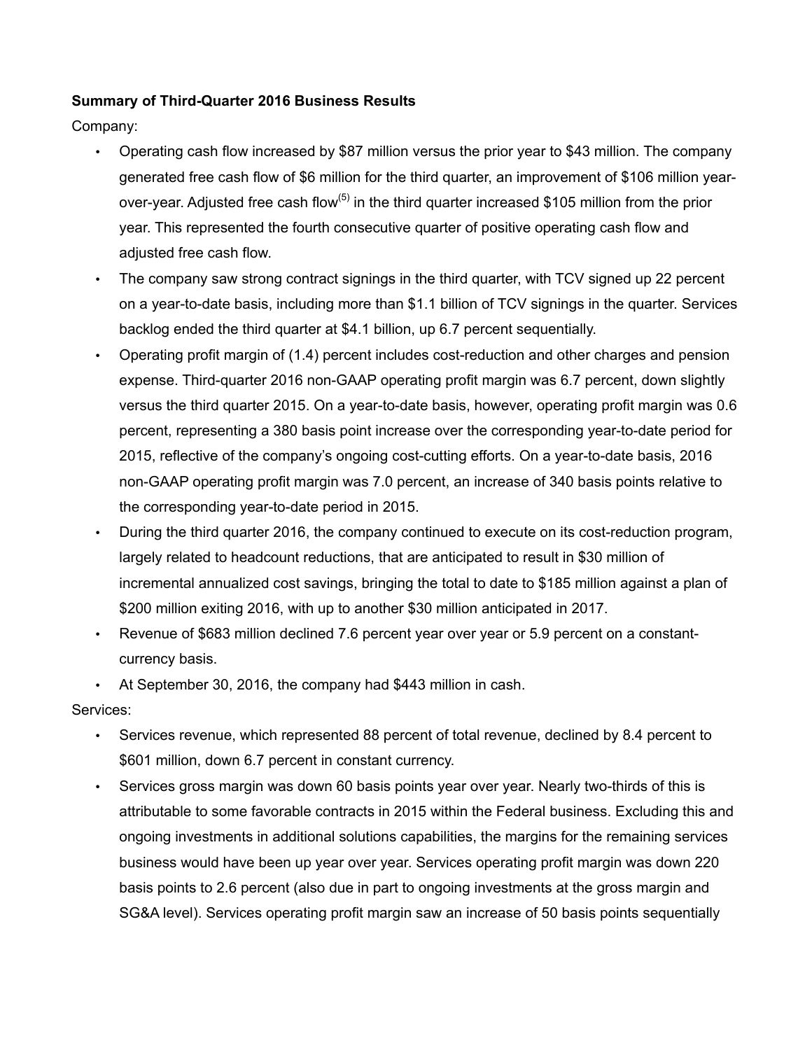**Summary of Third-Quarter 2016 Business Results**

Company:

- Operating cash flow increased by $87 million versus the prior year to $43 million. The company generated free cash flow of $6 million for the third quarter, an improvement of $106 million year-over-year. Adjusted free cash flow[5] in the third quarter increased $105 million from the prior year. This represented the fourth consecutive quarter of positive operating cash flow and adjusted free cash flow.
- The company saw strong contract signings in the third quarter, with TCV signed up 22 percent on a year-to-date basis, including more than $1.1 billion of TCV signings in the quarter. Services backlog ended the third quarter at $4.1 billion, up 6.7 percent sequentially.
- Operating profit margin of (1.4) percent includes cost-reduction and other charges and pension expense. Third-quarter 2016 non-GAAP operating profit margin was 6.7 percent, down slightly versus the third quarter 2015. On a year-to-date basis, however, operating profit margin was 0.6 percent, representing a 380 basis point increase over the corresponding year-to-date period for 2015, reflective of the company's ongoing cost-cutting efforts. On a year-to-date basis, 2016 non-GAAP operating profit margin was 7.0 percent, an increase of 340 basis points relative to the corresponding year-to-date period in 2015.
- During the third quarter 2016, the company continued to execute on its cost-reduction program, largely related to headcount reductions, that are anticipated to result in $30 million of incremental annualized cost savings, bringing the total to date to $185 million against a plan of $200 million exiting 2016, with up to another $30 million anticipated in 2017.
- Revenue of $683 million declined 7.6 percent year over year or 5.9 percent on a constant-currency basis.
- At September 30, 2016, the company had $443 million in cash.

Services:

- Services revenue, which represented 88 percent of total revenue, declined by 8.4 percent to $601 million, down 6.7 percent in constant currency.
- Services gross margin was down 60 basis points year over year. Nearly two-thirds of this is attributable to some favorable contracts in 2015 within the Federal business. Excluding this and ongoing investments in additional solutions capabilities, the margins for the remaining services business would have been up year over year. Services operating profit margin was down 220 basis points to 2.6 percent (also due in part to ongoing investments at the gross margin and SG&A level). Services operating profit margin saw an increase of 50 basis points sequentially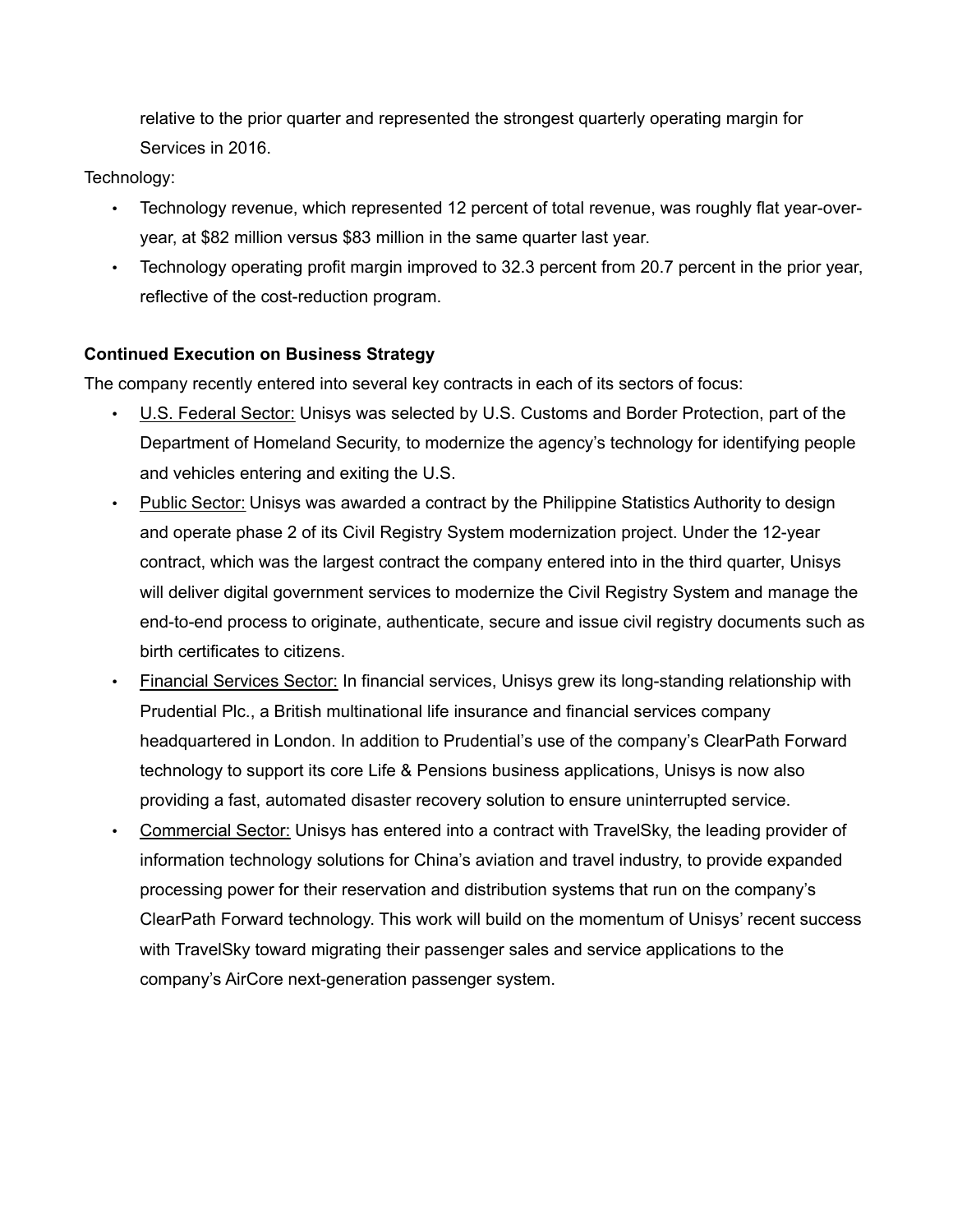relative to the prior quarter and represented the strongest quarterly operating margin for Services in 2016.

Technology:

- Technology revenue, which represented 12 percent of total revenue, was roughly flat year-over-year, at $82 million versus $83 million in the same quarter last year.
- Technology operating profit margin improved to 32.3 percent from 20.7 percent in the prior year, reflective of the cost-reduction program.

**Continued Execution on Business Strategy**

The company recently entered into several key contracts in each of its sectors of focus:

- U.S. Federal Sector: Unisys was selected by U.S. Customs and Border Protection, part of the Department of Homeland Security, to modernize the agency's technology for identifying people and vehicles entering and exiting the U.S.
- Public Sector: Unisys was awarded a contract by the Philippine Statistics Authority to design and operate phase 2 of its Civil Registry System modernization project. Under the 12-year contract, which was the largest contract the company entered into in the third quarter, Unisys will deliver digital government services to modernize the Civil Registry System and manage the end-to-end process to originate, authenticate, secure and issue civil registry documents such as birth certificates to citizens.
- Financial Services Sector: In financial services, Unisys grew its long-standing relationship with Prudential Plc., a British multinational life insurance and financial services company headquartered in London. In addition to Prudential's use of the company's ClearPath Forward technology to support its core Life & Pensions business applications, Unisys is now also providing a fast, automated disaster recovery solution to ensure uninterrupted service.
- Commercial Sector: Unisys has entered into a contract with TravelSky, the leading provider of information technology solutions for China's aviation and travel industry, to provide expanded processing power for their reservation and distribution systems that run on the company's ClearPath Forward technology. This work will build on the momentum of Unisys' recent success with TravelSky toward migrating their passenger sales and service applications to the company's AirCore next-generation passenger system.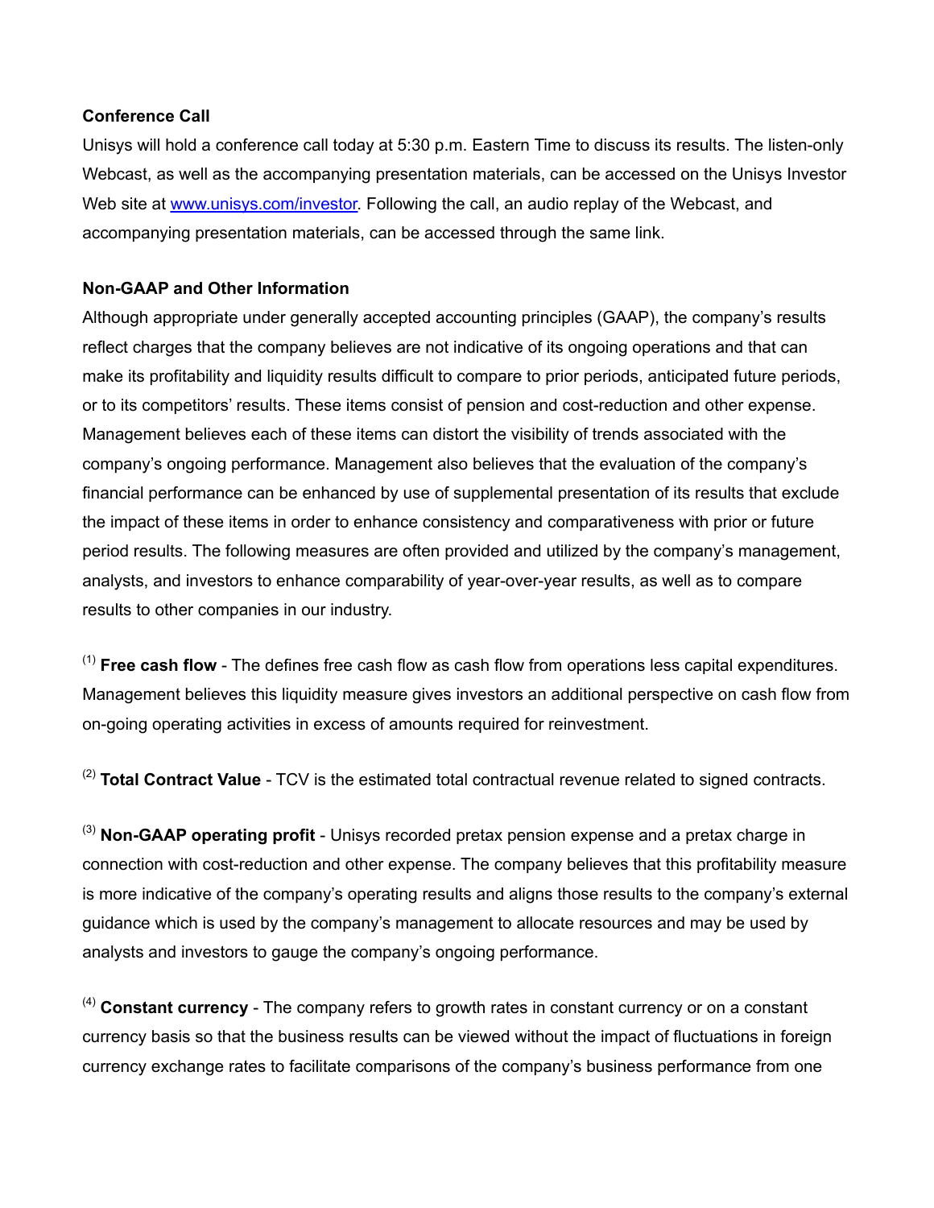**Conference Call**

Unisys will hold a conference call today at 5:30 p.m. Eastern Time to discuss its results. The listen-only Webcast, as well as the accompanying presentation materials, can be accessed on the Unisys Investor Web site at www.unisys.com/investor. Following the call, an audio replay of the Webcast, and accompanying presentation materials, can be accessed through the same link.

**Non-GAAP and Other Information**

Although appropriate under generally accepted accounting principles (GAAP), the company's results reflect charges that the company believes are not indicative of its ongoing operations and that can make its profitability and liquidity results difficult to compare to prior periods, anticipated future periods, or to its competitors' results. These items consist of pension and cost-reduction and other expense. Management believes each of these items can distort the visibility of trends associated with the company's ongoing performance. Management also believes that the evaluation of the company's financial performance can be enhanced by use of supplemental presentation of its results that exclude the impact of these items in order to enhance consistency and comparativeness with prior or future period results. The following measures are often provided and utilized by the company's management, analysts, and investors to enhance comparability of year-over-year results, as well as to compare results to other companies in our industry.

(1) **Free cash flow** - The defines free cash flow as cash flow from operations less capital expenditures. Management believes this liquidity measure gives investors an additional perspective on cash flow from on-going operating activities in excess of amounts required for reinvestment.

(2) **Total Contract Value** - TCV is the estimated total contractual revenue related to signed contracts.

(3) **Non-GAAP operating profit** - Unisys recorded pretax pension expense and a pretax charge in connection with cost-reduction and other expense. The company believes that this profitability measure is more indicative of the company's operating results and aligns those results to the company's external guidance which is used by the company's management to allocate resources and may be used by analysts and investors to gauge the company's ongoing performance.

(4) **Constant currency** - The company refers to growth rates in constant currency or on a constant currency basis so that the business results can be viewed without the impact of fluctuations in foreign currency exchange rates to facilitate comparisons of the company's business performance from one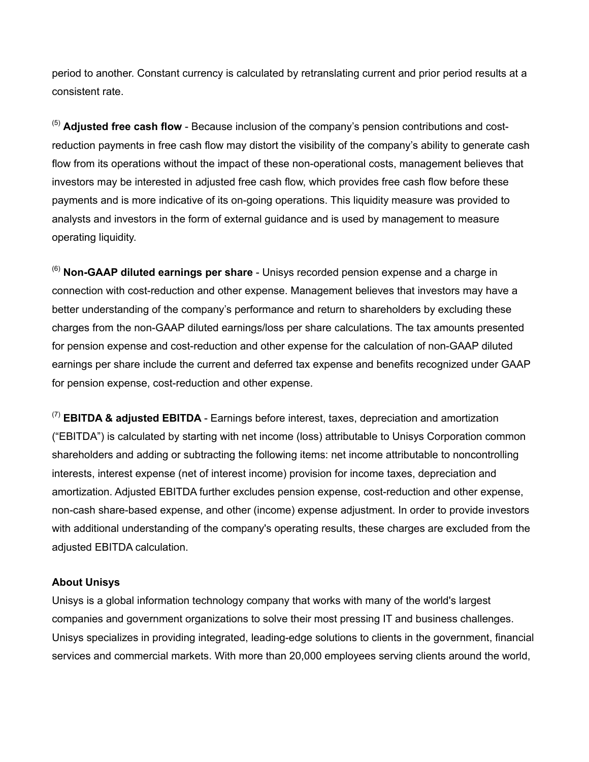period to another. Constant currency is calculated by retranslating current and prior period results at a consistent rate.

[5] **Adjusted free cash flow** - Because inclusion of the company's pension contributions and cost-reduction payments in free cash flow may distort the visibility of the company's ability to generate cash flow from its operations without the impact of these non-operational costs, management believes that investors may be interested in adjusted free cash flow, which provides free cash flow before these payments and is more indicative of its on-going operations. This liquidity measure was provided to analysts and investors in the form of external guidance and is used by management to measure operating liquidity.

[6] **Non-GAAP diluted earnings per share** - Unisys recorded pension expense and a charge in connection with cost-reduction and other expense. Management believes that investors may have a better understanding of the company's performance and return to shareholders by excluding these charges from the non-GAAP diluted earnings/loss per share calculations. The tax amounts presented for pension expense and cost-reduction and other expense for the calculation of non-GAAP diluted earnings per share include the current and deferred tax expense and benefits recognized under GAAP for pension expense, cost-reduction and other expense.

[7] **EBITDA & adjusted EBITDA** - Earnings before interest, taxes, depreciation and amortization ("EBITDA") is calculated by starting with net income (loss) attributable to Unisys Corporation common shareholders and adding or subtracting the following items: net income attributable to noncontrolling interests, interest expense (net of interest income) provision for income taxes, depreciation and amortization. Adjusted EBITDA further excludes pension expense, cost-reduction and other expense, non-cash share-based expense, and other (income) expense adjustment. In order to provide investors with additional understanding of the company's operating results, these charges are excluded from the adjusted EBITDA calculation.

**About Unisys**

Unisys is a global information technology company that works with many of the world's largest companies and government organizations to solve their most pressing IT and business challenges. Unisys specializes in providing integrated, leading-edge solutions to clients in the government, financial services and commercial markets. With more than 20,000 employees serving clients around the world,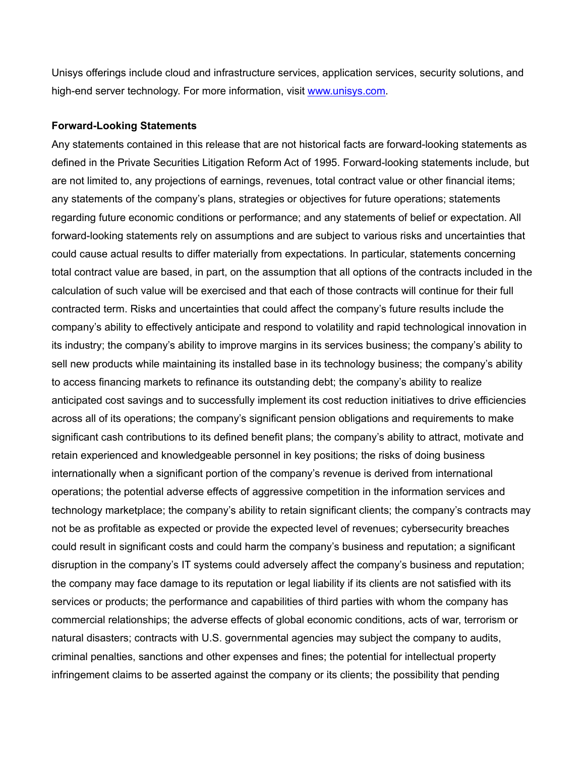Unisys offerings include cloud and infrastructure services, application services, security solutions, and high-end server technology. For more information, visit [www.unisys.com](http://www.unisys.com).

**Forward-Looking Statements**

Any statements contained in this release that are not historical facts are forward-looking statements as defined in the Private Securities Litigation Reform Act of 1995. Forward-looking statements include, but are not limited to, any projections of earnings, revenues, total contract value or other financial items; any statements of the company's plans, strategies or objectives for future operations; statements regarding future economic conditions or performance; and any statements of belief or expectation. All forward-looking statements rely on assumptions and are subject to various risks and uncertainties that could cause actual results to differ materially from expectations. In particular, statements concerning total contract value are based, in part, on the assumption that all options of the contracts included in the calculation of such value will be exercised and that each of those contracts will continue for their full contracted term. Risks and uncertainties that could affect the company's future results include the company's ability to effectively anticipate and respond to volatility and rapid technological innovation in its industry; the company's ability to improve margins in its services business; the company's ability to sell new products while maintaining its installed base in its technology business; the company's ability to access financing markets to refinance its outstanding debt; the company's ability to realize anticipated cost savings and to successfully implement its cost reduction initiatives to drive efficiencies across all of its operations; the company's significant pension obligations and requirements to make significant cash contributions to its defined benefit plans; the company's ability to attract, motivate and retain experienced and knowledgeable personnel in key positions; the risks of doing business internationally when a significant portion of the company's revenue is derived from international operations; the potential adverse effects of aggressive competition in the information services and technology marketplace; the company's ability to retain significant clients; the company's contracts may not be as profitable as expected or provide the expected level of revenues; cybersecurity breaches could result in significant costs and could harm the company's business and reputation; a significant disruption in the company's IT systems could adversely affect the company's business and reputation; the company may face damage to its reputation or legal liability if its clients are not satisfied with its services or products; the performance and capabilities of third parties with whom the company has commercial relationships; the adverse effects of global economic conditions, acts of war, terrorism or natural disasters; contracts with U.S. governmental agencies may subject the company to audits, criminal penalties, sanctions and other expenses and fines; the potential for intellectual property infringement claims to be asserted against the company or its clients; the possibility that pending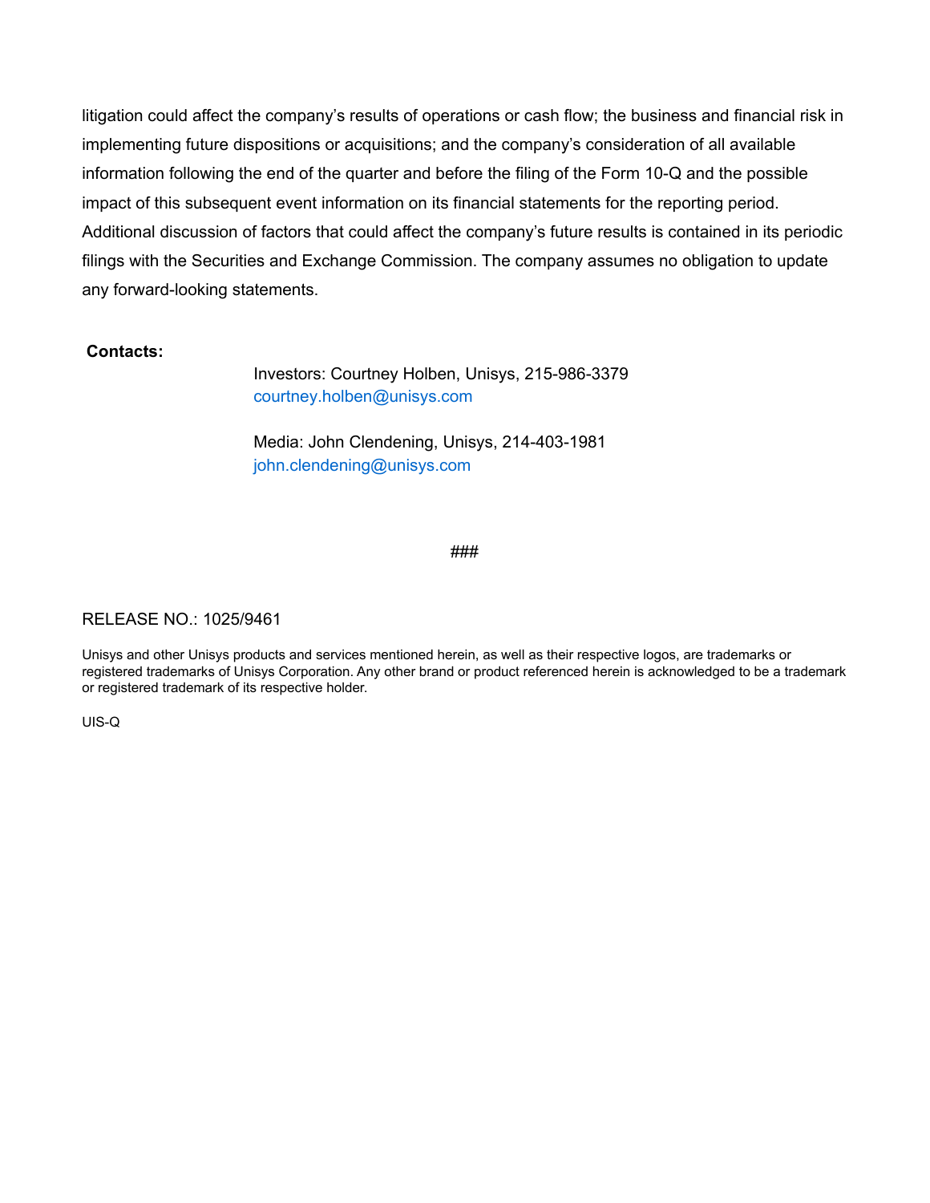litigation could affect the company's results of operations or cash flow; the business and financial risk in implementing future dispositions or acquisitions; and the company's consideration of all available information following the end of the quarter and before the filing of the Form 10-Q and the possible impact of this subsequent event information on its financial statements for the reporting period. Additional discussion of factors that could affect the company's future results is contained in its periodic filings with the Securities and Exchange Commission. The company assumes no obligation to update any forward-looking statements.

**Contacts:**

Investors: Courtney Holben, Unisys, 215-986-3379
courtney.holben@unisys.com

Media: John Clendening, Unisys, 214-403-1981
john.clendening@unisys.com

###

RELEASE NO.: 1025/9461

Unisys and other Unisys products and services mentioned herein, as well as their respective logos, are trademarks or registered trademarks of Unisys Corporation. Any other brand or product referenced herein is acknowledged to be a trademark or registered trademark of its respective holder.

UIS-Q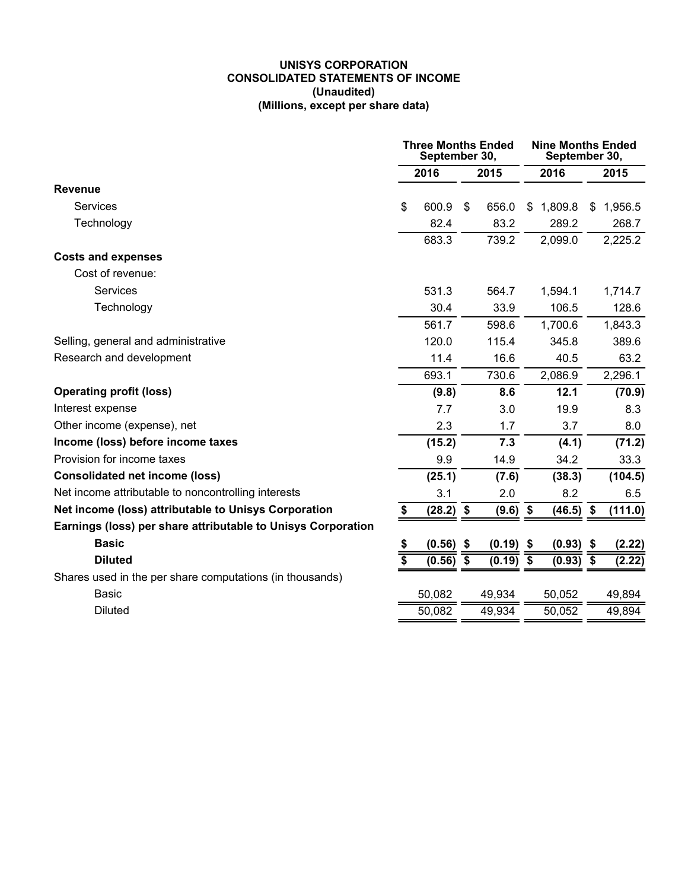**UNISYS CORPORATION**
**CONSOLIDATED STATEMENTS OF INCOME**
**(Unaudited)**
**(Millions, except per share data)**

| | Three Months Ended September 30, | | Nine Months Ended September 30, | |
|---|---|---|---|---|
| | 2016 | 2015 | 2016 | 2015 |
| **Revenue** | | | | |
| Services | $ 600.9 | $ 656.0 | $ 1,809.8 | $ 1,956.5 |
| Technology | 82.4 | 83.2 | 289.2 | 268.7 |
| | 683.3 | 739.2 | 2,099.0 | 2,225.2 |
| **Costs and expenses** | | | | |
| Cost of revenue: | | | | |
| Services | 531.3 | 564.7 | 1,594.1 | 1,714.7 |
| Technology | 30.4 | 33.9 | 106.5 | 128.6 |
| | 561.7 | 598.6 | 1,700.6 | 1,843.3 |
| Selling, general and administrative | 120.0 | 115.4 | 345.8 | 389.6 |
| Research and development | 11.4 | 16.6 | 40.5 | 63.2 |
| | 693.1 | 730.6 | 2,086.9 | 2,296.1 |
| **Operating profit (loss)** | **(9.8)** | **8.6** | **12.1** | **(70.9)** |
| Interest expense | 7.7 | 3.0 | 19.9 | 8.3 |
| Other income (expense), net | 2.3 | 1.7 | 3.7 | 8.0 |
| **Income (loss) before income taxes** | **(15.2)** | **7.3** | **(4.1)** | **(71.2)** |
| Provision for income taxes | 9.9 | 14.9 | 34.2 | 33.3 |
| **Consolidated net income (loss)** | **(25.1)** | **(7.6)** | **(38.3)** | **(104.5)** |
| Net income attributable to noncontrolling interests | 3.1 | 2.0 | 8.2 | 6.5 |
| **Net income (loss) attributable to Unisys Corporation** | **$ (28.2)** | **$ (9.6)** | **$ (46.5)** | **$ (111.0)** |
| **Earnings (loss) per share attributable to Unisys Corporation** | | | | |
| **Basic** | **$ (0.56)** | **$ (0.19)** | **$ (0.93)** | **$ (2.22)** |
| **Diluted** | **$ (0.56)** | **$ (0.19)** | **$ (0.93)** | **$ (2.22)** |
| Shares used in the per share computations (in thousands) | | | | |
| Basic | 50,082 | 49,934 | 50,052 | 49,894 |
| Diluted | 50,082 | 49,934 | 50,052 | 49,894 |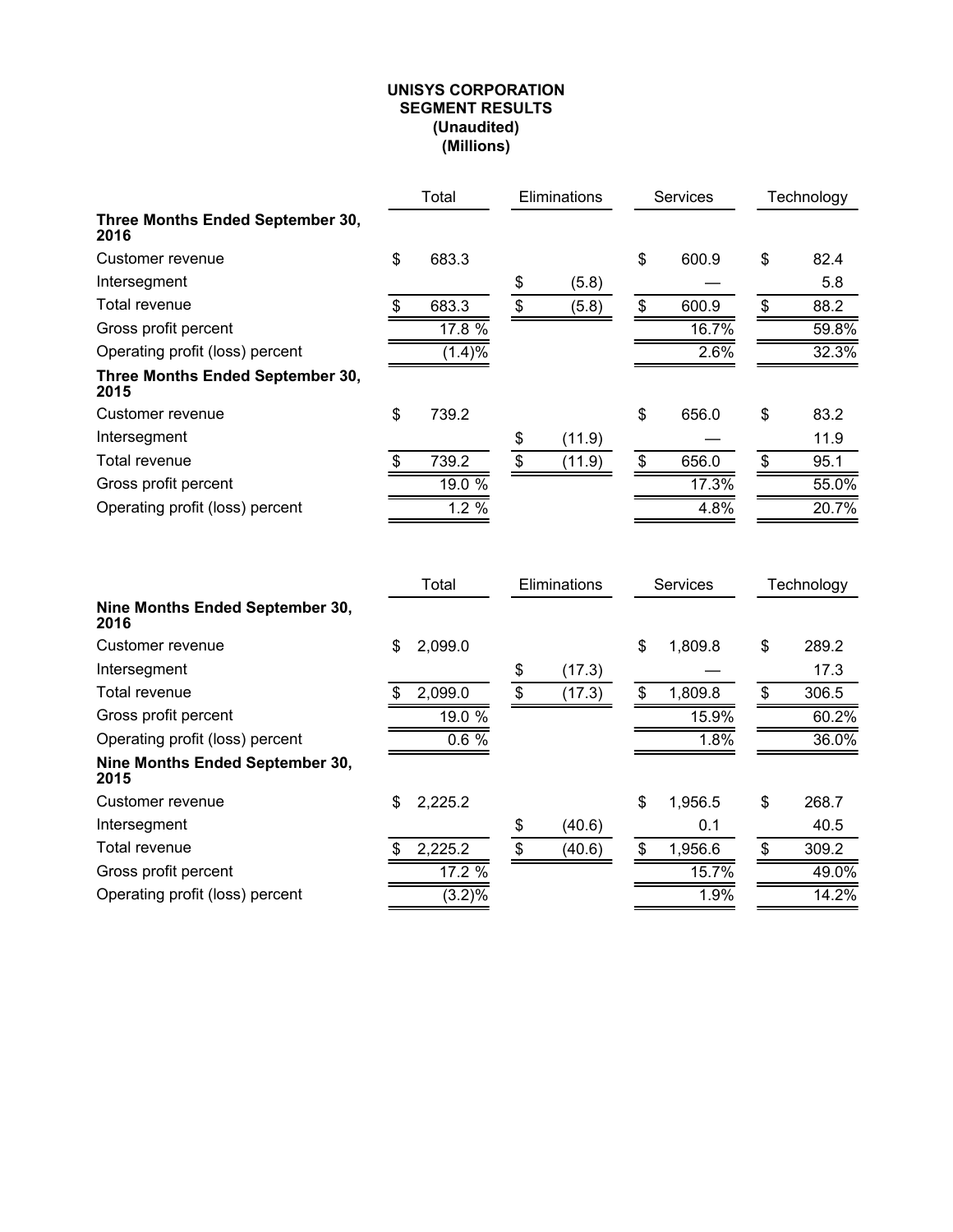**UNISYS CORPORATION**
**SEGMENT RESULTS**
**(Unaudited)**
**(Millions)**

| | Total | Eliminations | Services | Technology |
|---|---|---|---|---|
| **Three Months Ended September 30, 2016** | | | | |
| Customer revenue | $ 683.3 | | $ 600.9 | $ 82.4 |
| Intersegment | | $ (5.8) | — | 5.8 |
| Total revenue | $ 683.3 | $ (5.8) | $ 600.9 | $ 88.2 |
| Gross profit percent | 17.8 % | | 16.7% | 59.8% |
| Operating profit (loss) percent | (1.4)% | | 2.6% | 32.3% |
| **Three Months Ended September 30, 2015** | | | | |
| Customer revenue | $ 739.2 | | $ 656.0 | $ 83.2 |
| Intersegment | | $ (11.9) | — | 11.9 |
| Total revenue | $ 739.2 | $ (11.9) | $ 656.0 | $ 95.1 |
| Gross profit percent | 19.0 % | | 17.3% | 55.0% |
| Operating profit (loss) percent | 1.2 % | | 4.8% | 20.7% |

| | Total | Eliminations | Services | Technology |
|---|---|---|---|---|
| **Nine Months Ended September 30, 2016** | | | | |
| Customer revenue | $ 2,099.0 | | $ 1,809.8 | $ 289.2 |
| Intersegment | | $ (17.3) | — | 17.3 |
| Total revenue | $ 2,099.0 | $ (17.3) | $ 1,809.8 | $ 306.5 |
| Gross profit percent | 19.0 % | | 15.9% | 60.2% |
| Operating profit (loss) percent | 0.6 % | | 1.8% | 36.0% |
| **Nine Months Ended September 30, 2015** | | | | |
| Customer revenue | $ 2,225.2 | | $ 1,956.5 | $ 268.7 |
| Intersegment | | $ (40.6) | 0.1 | 40.5 |
| Total revenue | $ 2,225.2 | $ (40.6) | $ 1,956.6 | $ 309.2 |
| Gross profit percent | 17.2 % | | 15.7% | 49.0% |
| Operating profit (loss) percent | (3.2)% | | 1.9% | 14.2% |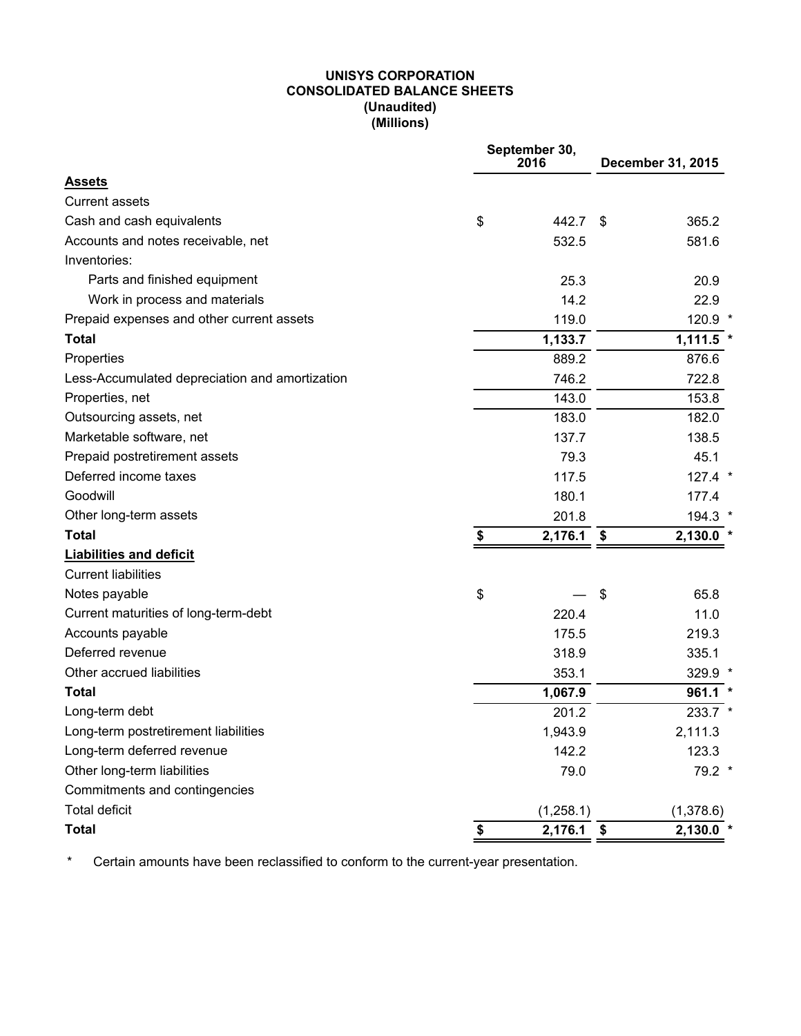# UNISYS CORPORATION
# CONSOLIDATED BALANCE SHEETS
## (Unaudited)
## (Millions)

| | September 30, 2016 | December 31, 2015 |
|---|---|---|
| **Assets** | | |
| Current assets | | |
| Cash and cash equivalents | $ 442.7 | $ 365.2 |
| Accounts and notes receivable, net | 532.5 | 581.6 |
| Inventories: | | |
| Parts and finished equipment | 25.3 | 20.9 |
| Work in process and materials | 14.2 | 22.9 |
| Prepaid expenses and other current assets | 119.0 | 120.9 * |
| **Total** | **1,133.7** | **1,111.5** * |
| Properties | 889.2 | 876.6 |
| Less-Accumulated depreciation and amortization | 746.2 | 722.8 |
| Properties, net | 143.0 | 153.8 |
| Outsourcing assets, net | 183.0 | 182.0 |
| Marketable software, net | 137.7 | 138.5 |
| Prepaid postretirement assets | 79.3 | 45.1 |
| Deferred income taxes | 117.5 | 127.4 * |
| Goodwill | 180.1 | 177.4 |
| Other long-term assets | 201.8 | 194.3 * |
| **Total** | **$ 2,176.1** | **$ 2,130.0** * |
| **Liabilities and deficit** | | |
| Current liabilities | | |
| Notes payable | $ — | $ 65.8 |
| Current maturities of long-term-debt | 220.4 | 11.0 |
| Accounts payable | 175.5 | 219.3 |
| Deferred revenue | 318.9 | 335.1 |
| Other accrued liabilities | 353.1 | 329.9 * |
| **Total** | **1,067.9** | **961.1** * |
| Long-term debt | 201.2 | 233.7 * |
| Long-term postretirement liabilities | 1,943.9 | 2,111.3 |
| Long-term deferred revenue | 142.2 | 123.3 |
| Other long-term liabilities | 79.0 | 79.2 * |
| Commitments and contingencies | | |
| Total deficit | (1,258.1) | (1,378.6) |
| **Total** | **$ 2,176.1** | **$ 2,130.0** * |

\* Certain amounts have been reclassified to conform to the current-year presentation.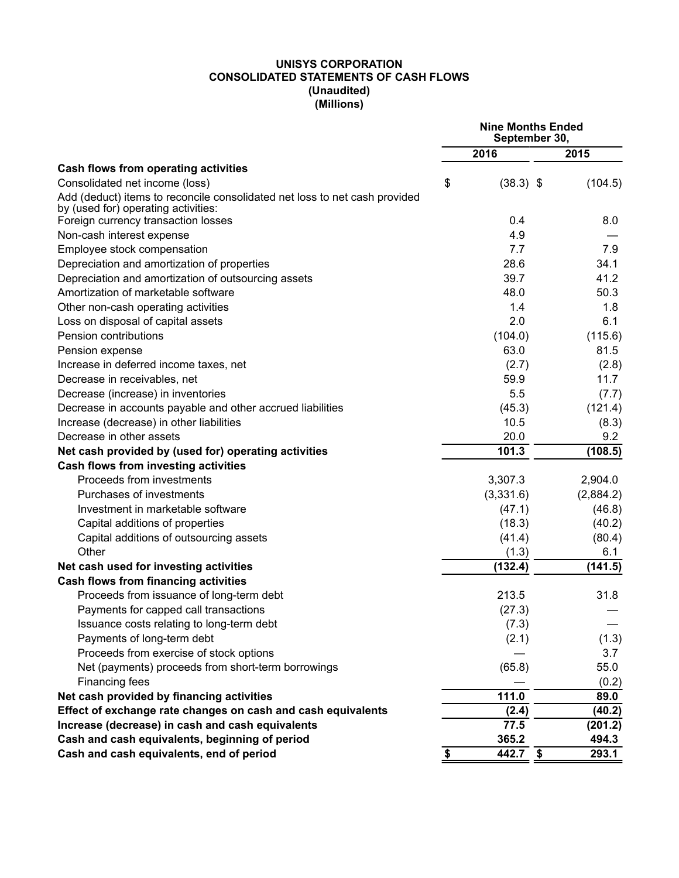**UNISYS CORPORATION**
**CONSOLIDATED STATEMENTS OF CASH FLOWS**
**(Unaudited)**
**(Millions)**

| | Nine Months Ended September 30, | |
|---|---|---|
| | 2016 | 2015 |
| **Cash flows from operating activities** | | |
| Consolidated net income (loss) | $ (38.3) | $ (104.5) |
| Add (deduct) items to reconcile consolidated net loss to net cash provided by (used for) operating activities: | | |
| Foreign currency transaction losses | 0.4 | 8.0 |
| Non-cash interest expense | 4.9 | — |
| Employee stock compensation | 7.7 | 7.9 |
| Depreciation and amortization of properties | 28.6 | 34.1 |
| Depreciation and amortization of outsourcing assets | 39.7 | 41.2 |
| Amortization of marketable software | 48.0 | 50.3 |
| Other non-cash operating activities | 1.4 | 1.8 |
| Loss on disposal of capital assets | 2.0 | 6.1 |
| Pension contributions | (104.0) | (115.6) |
| Pension expense | 63.0 | 81.5 |
| Increase in deferred income taxes, net | (2.7) | (2.8) |
| Decrease in receivables, net | 59.9 | 11.7 |
| Decrease (increase) in inventories | 5.5 | (7.7) |
| Decrease in accounts payable and other accrued liabilities | (45.3) | (121.4) |
| Increase (decrease) in other liabilities | 10.5 | (8.3) |
| Decrease in other assets | 20.0 | 9.2 |
| **Net cash provided by (used for) operating activities** | **101.3** | **(108.5)** |
| **Cash flows from investing activities** | | |
| Proceeds from investments | 3,307.3 | 2,904.0 |
| Purchases of investments | (3,331.6) | (2,884.2) |
| Investment in marketable software | (47.1) | (46.8) |
| Capital additions of properties | (18.3) | (40.2) |
| Capital additions of outsourcing assets | (41.4) | (80.4) |
| Other | (1.3) | 6.1 |
| **Net cash used for investing activities** | **(132.4)** | **(141.5)** |
| **Cash flows from financing activities** | | |
| Proceeds from issuance of long-term debt | 213.5 | 31.8 |
| Payments for capped call transactions | (27.3) | — |
| Issuance costs relating to long-term debt | (7.3) | — |
| Payments of long-term debt | (2.1) | (1.3) |
| Proceeds from exercise of stock options | — | 3.7 |
| Net (payments) proceeds from short-term borrowings | (65.8) | 55.0 |
| Financing fees | — | (0.2) |
| **Net cash provided by financing activities** | **111.0** | **89.0** |
| **Effect of exchange rate changes on cash and cash equivalents** | **(2.4)** | **(40.2)** |
| **Increase (decrease) in cash and cash equivalents** | **77.5** | **(201.2)** |
| **Cash and cash equivalents, beginning of period** | **365.2** | **494.3** |
| **Cash and cash equivalents, end of period** | **$ 442.7** | **$ 293.1** |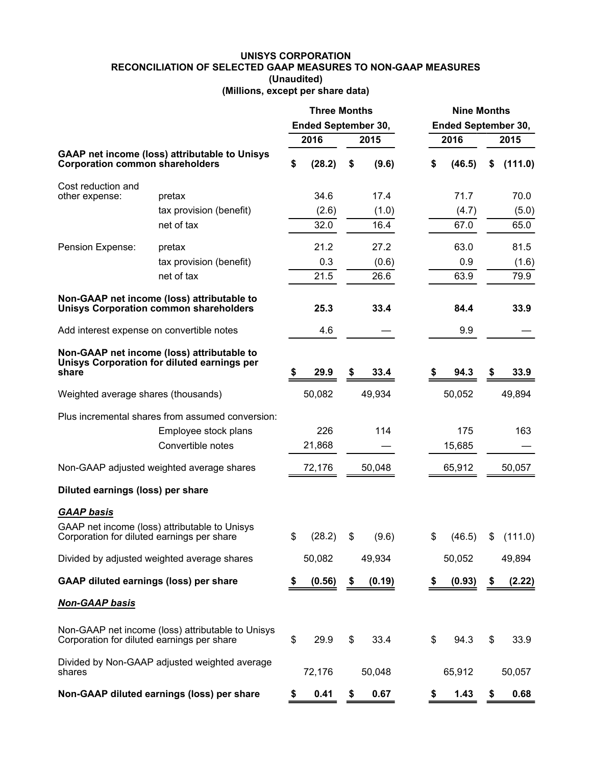**UNISYS CORPORATION**
**RECONCILIATION OF SELECTED GAAP MEASURES TO NON-GAAP MEASURES**
**(Unaudited)**
**(Millions, except per share data)**

| | | Three Months Ended September 30, | | Nine Months Ended September 30, | |
|---|---|---|---|---|---|
| | | 2016 | 2015 | 2016 | 2015 |
| **GAAP net income (loss) attributable to Unisys Corporation common shareholders** | | **$ (28.2)** | **$ (9.6)** | **$ (46.5)** | **$ (111.0)** |
| Cost reduction and other expense: | pretax | 34.6 | 17.4 | 71.7 | 70.0 |
| | tax provision (benefit) | (2.6) | (1.0) | (4.7) | (5.0) |
| | net of tax | 32.0 | 16.4 | 67.0 | 65.0 |
| Pension Expense: | pretax | 21.2 | 27.2 | 63.0 | 81.5 |
| | tax provision (benefit) | 0.3 | (0.6) | 0.9 | (1.6) |
| | net of tax | 21.5 | 26.6 | 63.9 | 79.9 |
| **Non-GAAP net income (loss) attributable to Unisys Corporation common shareholders** | | **25.3** | **33.4** | **84.4** | **33.9** |
| Add interest expense on convertible notes | | 4.6 | — | 9.9 | — |
| **Non-GAAP net income (loss) attributable to Unisys Corporation for diluted earnings per share** | | **$ 29.9** | **$ 33.4** | **$ 94.3** | **$ 33.9** |
| Weighted average shares (thousands) | | 50,082 | 49,934 | 50,052 | 49,894 |
| Plus incremental shares from assumed conversion: | | | | | |
| | Employee stock plans | 226 | 114 | 175 | 163 |
| | Convertible notes | 21,868 | — | 15,685 | — |
| Non-GAAP adjusted weighted average shares | | 72,176 | 50,048 | 65,912 | 50,057 |
| **Diluted earnings (loss) per share** | | | | | |
| ***GAAP basis*** | | | | | |
| GAAP net income (loss) attributable to Unisys Corporation for diluted earnings per share | | $ (28.2) | $ (9.6) | $ (46.5) | $ (111.0) |
| Divided by adjusted weighted average shares | | 50,082 | 49,934 | 50,052 | 49,894 |
| **GAAP diluted earnings (loss) per share** | | **$ (0.56)** | **$ (0.19)** | **$ (0.93)** | **$ (2.22)** |
| ***Non-GAAP basis*** | | | | | |
| Non-GAAP net income (loss) attributable to Unisys Corporation for diluted earnings per share | | $ 29.9 | $ 33.4 | $ 94.3 | $ 33.9 |
| Divided by Non-GAAP adjusted weighted average shares | | 72,176 | 50,048 | 65,912 | 50,057 |
| **Non-GAAP diluted earnings (loss) per share** | | **$ 0.41** | **$ 0.67** | **$ 1.43** | **$ 0.68** |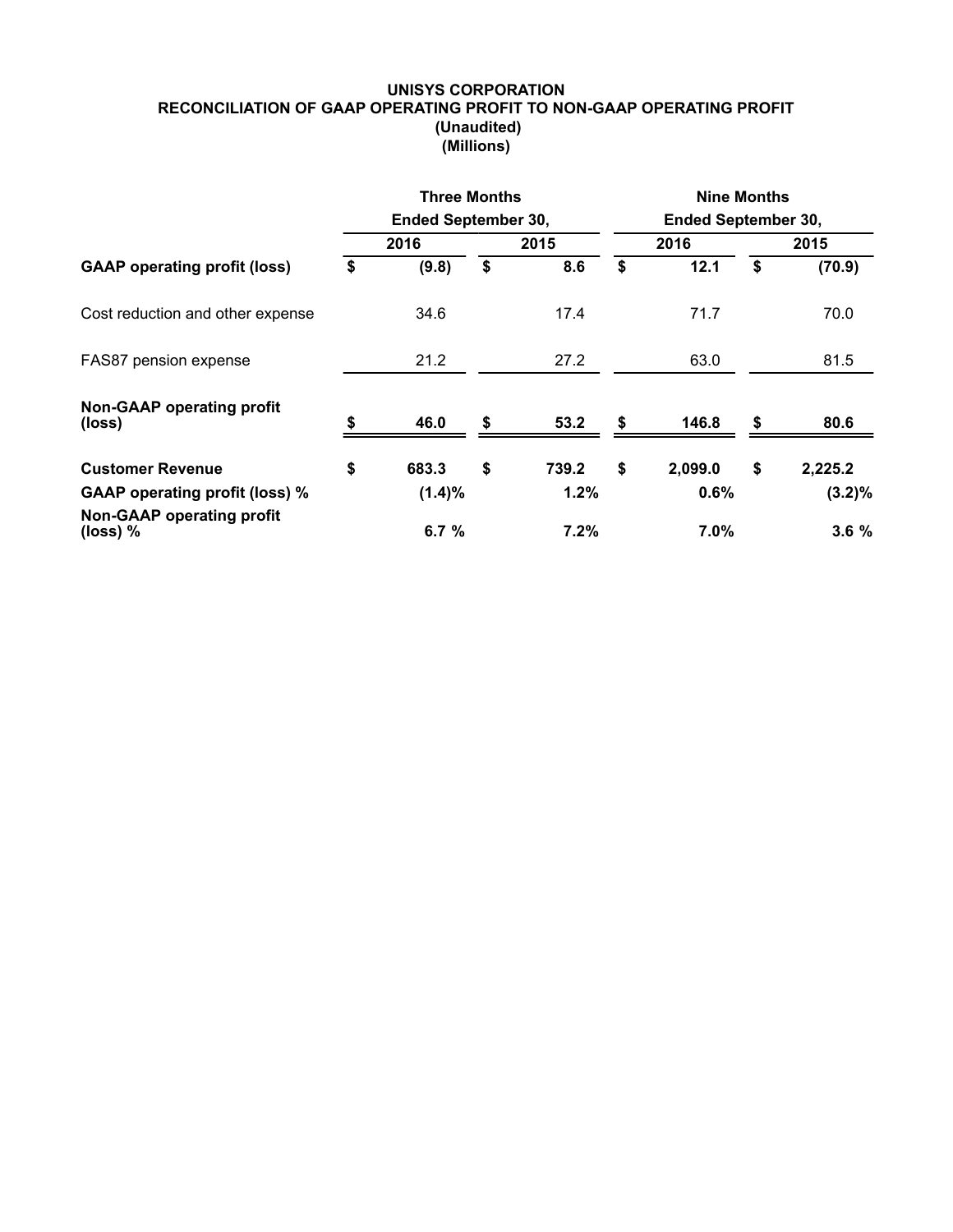**UNISYS CORPORATION**
**RECONCILIATION OF GAAP OPERATING PROFIT TO NON-GAAP OPERATING PROFIT**
**(Unaudited)**
**(Millions)**

| | Three Months Ended September 30, | | Nine Months Ended September 30, | |
|---|---|---|---|---|
| | 2016 | 2015 | 2016 | 2015 |
| **GAAP operating profit (loss)** | **$ (9.8)** | **$ 8.6** | **$ 12.1** | **$ (70.9)** |
| Cost reduction and other expense | 34.6 | 17.4 | 71.7 | 70.0 |
| FAS87 pension expense | 21.2 | 27.2 | 63.0 | 81.5 |
| **Non-GAAP operating profit (loss)** | **$ 46.0** | **$ 53.2** | **$ 146.8** | **$ 80.6** |
| **Customer Revenue** | **$ 683.3** | **$ 739.2** | **$ 2,099.0** | **$ 2,225.2** |
| **GAAP operating profit (loss) %** | **(1.4)%** | **1.2%** | **0.6%** | **(3.2)%** |
| **Non-GAAP operating profit (loss) %** | **6.7 %** | **7.2%** | **7.0%** | **3.6 %** |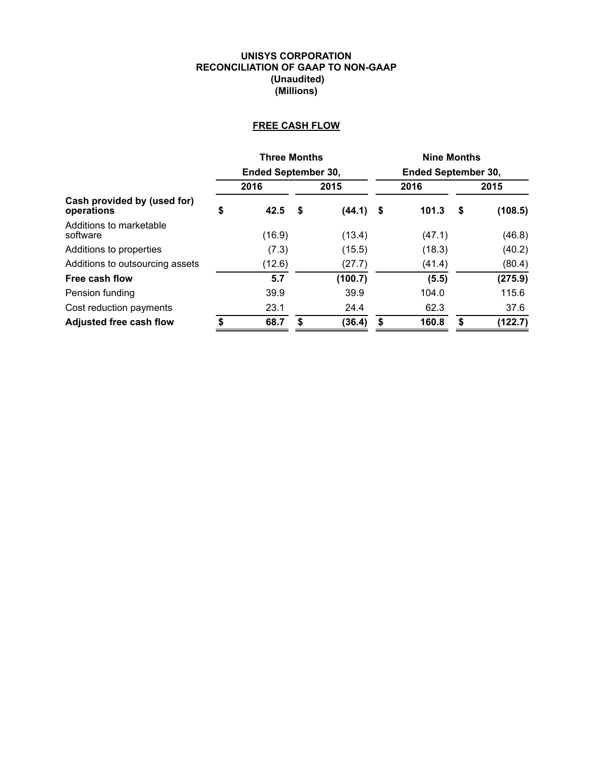# UNISYS CORPORATION
## RECONCILIATION OF GAAP TO NON-GAAP
**(Unaudited)**
**(Millions)**

### FREE CASH FLOW

| | Three Months Ended September 30, | | Nine Months Ended September 30, | |
|---|---|---|---|---|
| | 2016 | 2015 | 2016 | 2015 |
| **Cash provided by (used for) operations** | **$ 42.5** | **$ (44.1)** | **$ 101.3** | **$ (108.5)** |
| Additions to marketable software | (16.9) | (13.4) | (47.1) | (46.8) |
| Additions to properties | (7.3) | (15.5) | (18.3) | (40.2) |
| Additions to outsourcing assets | (12.6) | (27.7) | (41.4) | (80.4) |
| **Free cash flow** | **5.7** | **(100.7)** | **(5.5)** | **(275.9)** |
| Pension funding | 39.9 | 39.9 | 104.0 | 115.6 |
| Cost reduction payments | 23.1 | 24.4 | 62.3 | 37.6 |
| **Adjusted free cash flow** | **$ 68.7** | **$ (36.4)** | **$ 160.8** | **$ (122.7)** |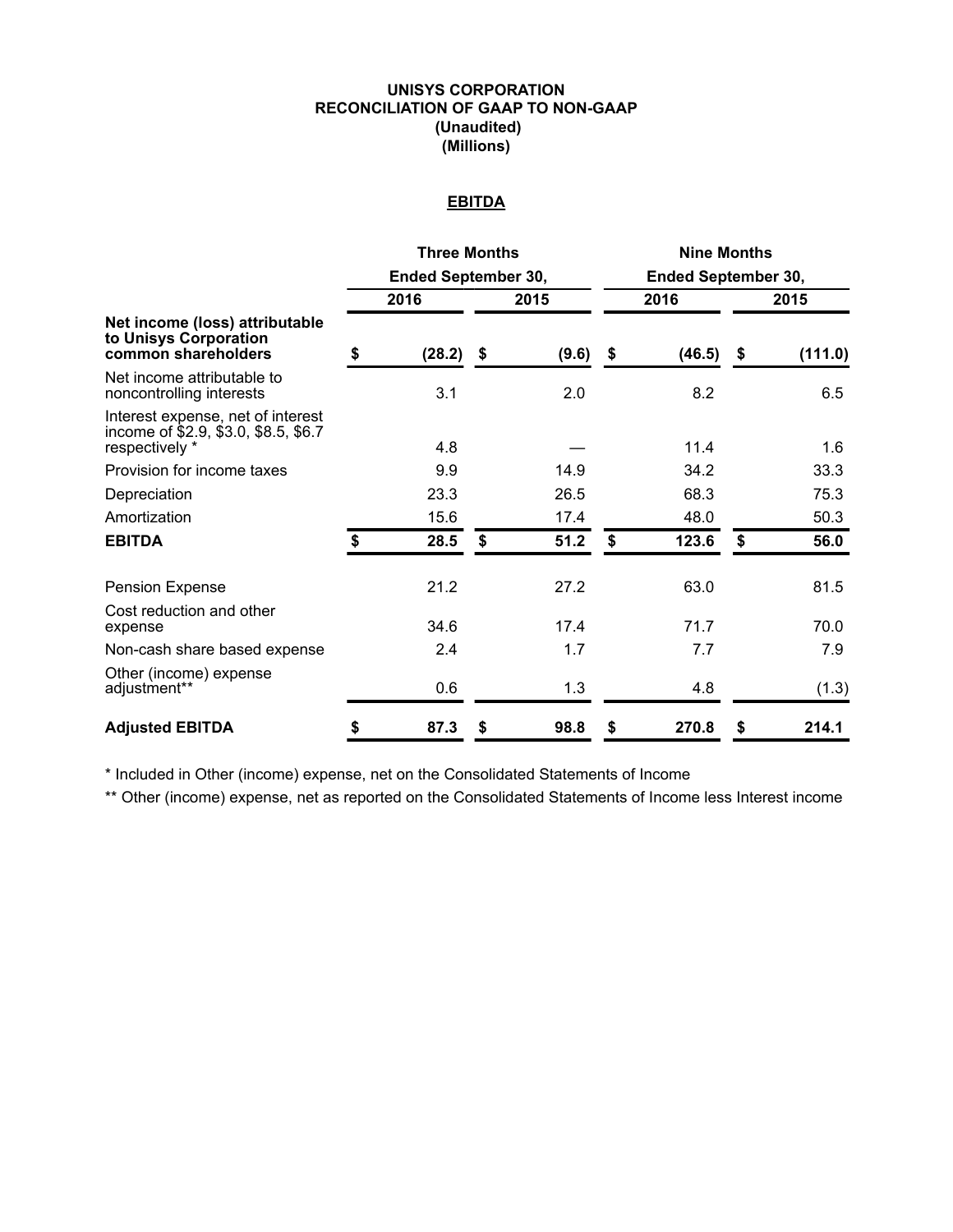**UNISYS CORPORATION**
**RECONCILIATION OF GAAP TO NON-GAAP**
**(Unaudited)**
**(Millions)**

**EBITDA**

| | Three Months Ended September 30, | | Nine Months Ended September 30, | |
|---|---|---|---|---|
| | **2016** | **2015** | **2016** | **2015** |
| **Net income (loss) attributable to Unisys Corporation common shareholders** | **$ (28.2)** | **$ (9.6)** | **$ (46.5)** | **$ (111.0)** |
| Net income attributable to noncontrolling interests | 3.1 | 2.0 | 8.2 | 6.5 |
| Interest expense, net of interest income of $2.9, $3.0, $8.5, $6.7 respectively * | 4.8 | — | 11.4 | 1.6 |
| Provision for income taxes | 9.9 | 14.9 | 34.2 | 33.3 |
| Depreciation | 23.3 | 26.5 | 68.3 | 75.3 |
| Amortization | 15.6 | 17.4 | 48.0 | 50.3 |
| **EBITDA** | **$ 28.5** | **$ 51.2** | **$ 123.6** | **$ 56.0** |
| Pension Expense | 21.2 | 27.2 | 63.0 | 81.5 |
| Cost reduction and other expense | 34.6 | 17.4 | 71.7 | 70.0 |
| Non-cash share based expense | 2.4 | 1.7 | 7.7 | 7.9 |
| Other (income) expense adjustment** | 0.6 | 1.3 | 4.8 | (1.3) |
| **Adjusted EBITDA** | **$ 87.3** | **$ 98.8** | **$ 270.8** | **$ 214.1** |

* Included in Other (income) expense, net on the Consolidated Statements of Income

** Other (income) expense, net as reported on the Consolidated Statements of Income less Interest income